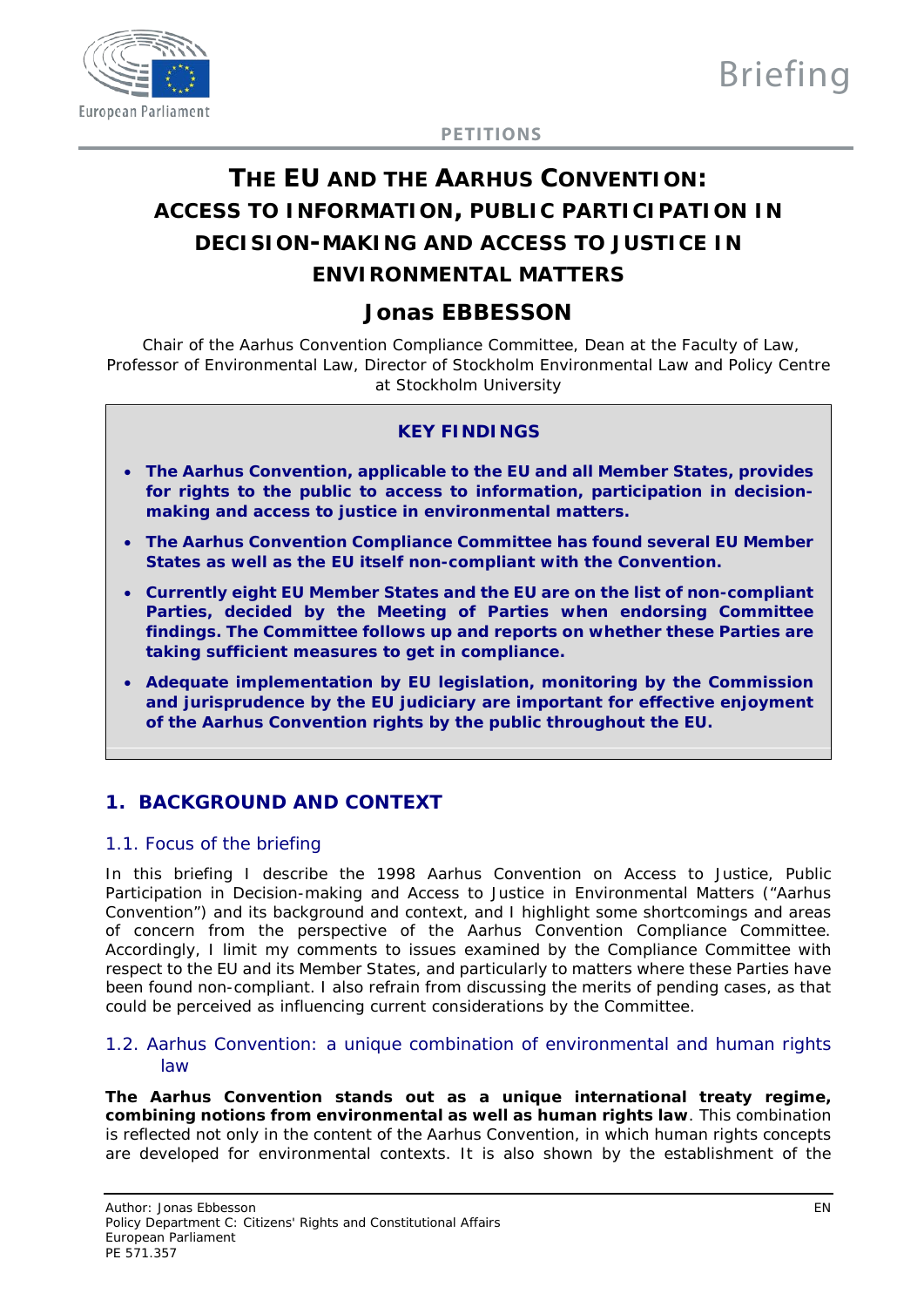Briefing

PETITIONS

# THE EU AND THE AARHUS CONVENTION: ACCESS TO INFORMATION, PUBLIC PARTICIPATION IN DECISION-MAKING AND ACCESS TO JUSTICE IN ENVIRONMENTAL MATTERS

## Jonas EBBESSON

Chair of the Aarhus Convention Compliance Committee, Dean at the Faculty of Law, Professor of Environmental Law, Director of Stockholm Environmental Law and Policy Centre at Stockholm University

**KEY FINDINGS**

- **The Aarhus Convention, applicable to the EU and all Member States, provides for rights to the public to access to information, participation in decision-making and access to justice in environmental matters.**
- **The Aarhus Convention Compliance Committee has found several EU Member States as well as the EU itself non-compliant with the Convention.**
- **Currently eight EU Member States and the EU are on the list of non-compliant Parties, decided by the Meeting of Parties when endorsing Committee findings. The Committee follows up and reports on whether these Parties are taking sufficient measures to get in compliance.**
- **Adequate implementation by EU legislation, monitoring by the Commission and jurisprudence by the EU judiciary are important for effective enjoyment of the Aarhus Convention rights by the public throughout the EU.**

## 1. BACKGROUND AND CONTEXT

### 1.1. Focus of the briefing

In this briefing I describe the 1998 Aarhus Convention on Access to Justice, Public Participation in Decision-making and Access to Justice in Environmental Matters ("Aarhus Convention") and its background and context, and I highlight some shortcomings and areas of concern from the perspective of the Aarhus Convention Compliance Committee. Accordingly, I limit my comments to issues examined by the Compliance Committee with respect to the EU and its Member States, and particularly to matters where these Parties have been found non-compliant. I also refrain from discussing the merits of pending cases, as that could be perceived as influencing current considerations by the Committee.

### 1.2. Aarhus Convention: a unique combination of environmental and human rights law

**The Aarhus Convention stands out as a unique international treaty regime, combining notions from environmental as well as human rights law**. This combination is reflected not only in the content of the Aarhus Convention, in which human rights concepts are developed for environmental contexts. It is also shown by the establishment of the

Author: Jonas Ebbesson
Policy Department C: Citizens' Rights and Constitutional Affairs
European Parliament
PE 571.357
EN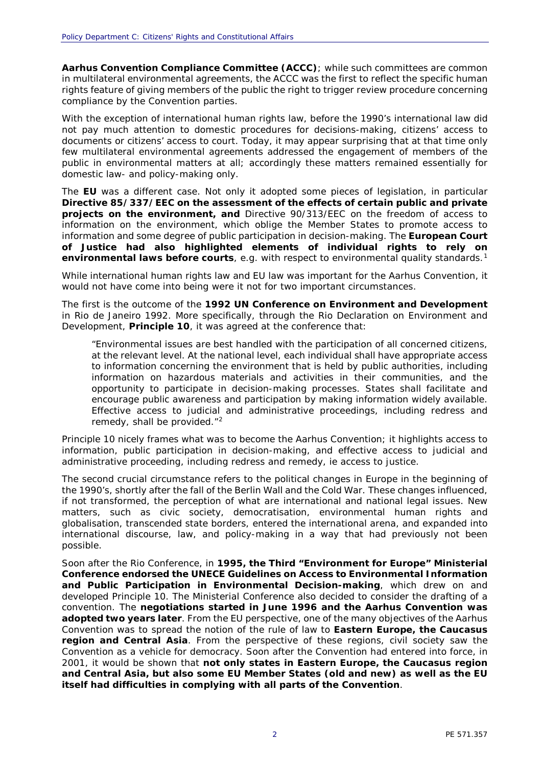**Aarhus Convention Compliance Committee (ACCC)**; while such committees are common in multilateral environmental agreements, the ACCC was the first to reflect the specific human rights feature of giving members of the public the right to trigger review procedure concerning compliance by the Convention parties.

With the exception of international human rights law, before the 1990's international law did not pay much attention to domestic procedures for decisions-making, citizens' access to documents or citizens' access to court. Today, it may appear surprising that at that time only few multilateral environmental agreements addressed the engagement of members of the public in environmental matters at all; accordingly these matters remained essentially for domestic law- and policy-making only.

The **EU** was a different case. Not only it adopted some pieces of legislation, in particular **Directive 85/337/EEC on the assessment of the effects of certain public and private projects on the environment, and** Directive 90/313/EEC on the freedom of access to information on the environment, which oblige the Member States to promote access to information and some degree of public participation in decision-making. The **European Court of Justice had also highlighted elements of individual rights to rely on environmental laws before courts**, e.g. with respect to environmental quality standards.[1]

While international human rights law and EU law was important for the Aarhus Convention, it would not have come into being were it not for two important circumstances.

The first is the outcome of the **1992 UN Conference on Environment and Development** in Rio de Janeiro 1992. More specifically, through the Rio Declaration on Environment and Development, **Principle 10**, it was agreed at the conference that:

> "Environmental issues are best handled with the participation of all concerned citizens, at the relevant level. At the national level, each individual shall have appropriate access to information concerning the environment that is held by public authorities, including information on hazardous materials and activities in their communities, and the opportunity to participate in decision-making processes. States shall facilitate and encourage public awareness and participation by making information widely available. Effective access to judicial and administrative proceedings, including redress and remedy, shall be provided."[2]

Principle 10 nicely frames what was to become the Aarhus Convention; it highlights access to information, public participation in decision-making, and effective access to judicial and administrative proceeding, including redress and remedy, ie access to justice.

The second crucial circumstance refers to the political changes in Europe in the beginning of the 1990's, shortly after the fall of the Berlin Wall and the Cold War. These changes influenced, if not transformed, the perception of what are international and national legal issues. New matters, such as civic society, democratisation, environmental human rights and globalisation, transcended state borders, entered the international arena, and expanded into international discourse, law, and policy-making in a way that had previously not been possible.

Soon after the Rio Conference, in **1995, the Third "Environment for Europe" Ministerial Conference endorsed the UNECE Guidelines on Access to Environmental Information and Public Participation in Environmental Decision-making**, which drew on and developed Principle 10. The Ministerial Conference also decided to consider the drafting of a convention. The **negotiations started in June 1996 and the Aarhus Convention was adopted two years later**. From the EU perspective, one of the many objectives of the Aarhus Convention was to spread the notion of the rule of law to **Eastern Europe, the Caucasus region and Central Asia**. From the perspective of these regions, civil society saw the Convention as a vehicle for democracy. Soon after the Convention had entered into force, in 2001, it would be shown that **not only states in Eastern Europe, the Caucasus region and Central Asia, but also some EU Member States (old and new) as well as the EU itself had difficulties in complying with all parts of the Convention**.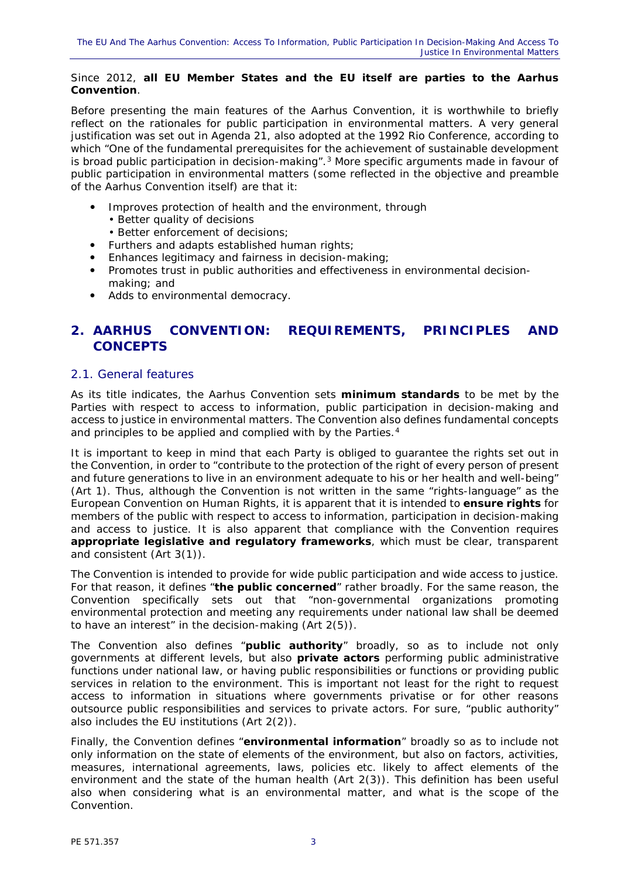Since 2012, **all EU Member States and the EU itself are parties to the Aarhus Convention**.

Before presenting the main features of the Aarhus Convention, it is worthwhile to briefly reflect on the rationales for public participation in environmental matters. A very general justification was set out in Agenda 21, also adopted at the 1992 Rio Conference, according to which "One of the fundamental prerequisites for the achievement of sustainable development is broad public participation in decision-making".[3] More specific arguments made in favour of public participation in environmental matters (some reflected in the objective and preamble of the Aarhus Convention itself) are that it:

- Improves protection of health and the environment, through
  - Better quality of decisions
  - Better enforcement of decisions;
- Furthers and adapts established human rights;
- Enhances legitimacy and fairness in decision-making;
- Promotes trust in public authorities and effectiveness in environmental decision-making; and
- Adds to environmental democracy.

## 2. AARHUS CONVENTION: REQUIREMENTS, PRINCIPLES AND CONCEPTS

### 2.1. General features

As its title indicates, the Aarhus Convention sets **minimum standards** to be met by the Parties with respect to access to information, public participation in decision-making and access to justice in environmental matters. The Convention also defines fundamental concepts and principles to be applied and complied with by the Parties.[4]

It is important to keep in mind that each Party is obliged to guarantee the rights set out in the Convention, in order to "contribute to the protection of the right of every person of present and future generations to live in an environment adequate to his or her health and well-being" (Art 1). Thus, although the Convention is not written in the same "rights-language" as the European Convention on Human Rights, it is apparent that it is intended to **ensure rights** for members of the public with respect to access to information, participation in decision-making and access to justice. It is also apparent that compliance with the Convention requires **appropriate legislative and regulatory frameworks**, which must be clear, transparent and consistent (Art 3(1)).

The Convention is intended to provide for wide public participation and wide access to justice. For that reason, it defines "**the public concerned**" rather broadly. For the same reason, the Convention specifically sets out that "non-governmental organizations promoting environmental protection and meeting any requirements under national law shall be deemed to have an interest" in the decision-making (Art 2(5)).

The Convention also defines "**public authority**" broadly, so as to include not only governments at different levels, but also **private actors** performing public administrative functions under national law, or having public responsibilities or functions or providing public services in relation to the environment. This is important not least for the right to request access to information in situations where governments privatise or for other reasons outsource public responsibilities and services to private actors. For sure, "public authority" also includes the EU institutions (Art 2(2)).

Finally, the Convention defines "**environmental information**" broadly so as to include not only information on the state of elements of the environment, but also on factors, activities, measures, international agreements, laws, policies etc. likely to affect elements of the environment and the state of the human health (Art 2(3)). This definition has been useful also when considering what is an environmental matter, and what is the scope of the Convention.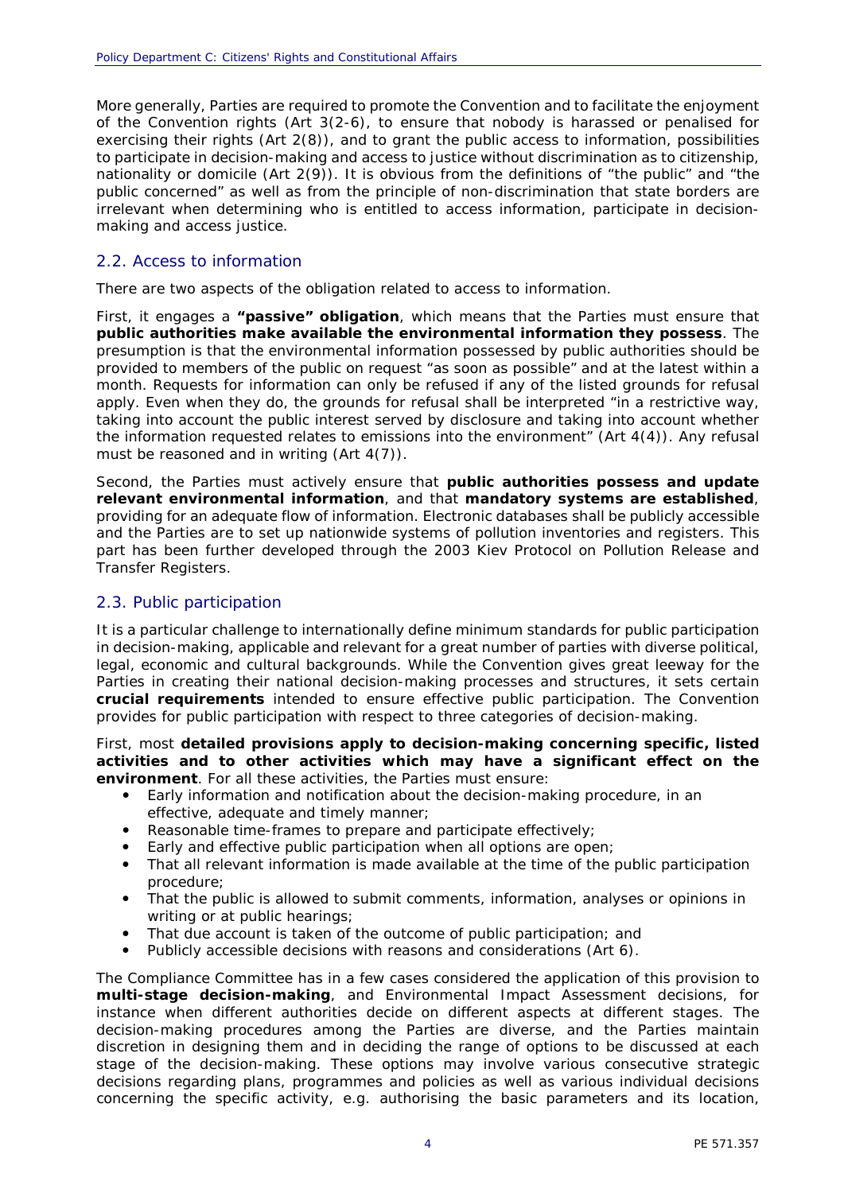More generally, Parties are required to promote the Convention and to facilitate the enjoyment of the Convention rights (Art 3(2-6), to ensure that nobody is harassed or penalised for exercising their rights (Art 2(8)), and to grant the public access to information, possibilities to participate in decision-making and access to justice without discrimination as to citizenship, nationality or domicile (Art 2(9)). It is obvious from the definitions of "the public" and "the public concerned" as well as from the principle of non-discrimination that state borders are irrelevant when determining who is entitled to access information, participate in decision-making and access justice.

## 2.2. Access to information

There are two aspects of the obligation related to access to information.

First, it engages a **"passive" obligation**, which means that the Parties must ensure that **public authorities make available the environmental information they possess**. The presumption is that the environmental information possessed by public authorities should be provided to members of the public on request "as soon as possible" and at the latest within a month. Requests for information can only be refused if any of the listed grounds for refusal apply. Even when they do, the grounds for refusal shall be interpreted "in a restrictive way, taking into account the public interest served by disclosure and taking into account whether the information requested relates to emissions into the environment" (Art 4(4)). Any refusal must be reasoned and in writing (Art 4(7)).

Second, the Parties must actively ensure that **public authorities possess and update relevant environmental information**, and that **mandatory systems are established**, providing for an adequate flow of information. Electronic databases shall be publicly accessible and the Parties are to set up nationwide systems of pollution inventories and registers. This part has been further developed through the 2003 Kiev Protocol on Pollution Release and Transfer Registers.

## 2.3. Public participation

It is a particular challenge to internationally define minimum standards for public participation in decision-making, applicable and relevant for a great number of parties with diverse political, legal, economic and cultural backgrounds. While the Convention gives great leeway for the Parties in creating their national decision-making processes and structures, it sets certain **crucial requirements** intended to ensure effective public participation. The Convention provides for public participation with respect to three categories of decision-making.

First, most **detailed provisions apply to decision-making concerning specific, listed activities and to other activities which may have a significant effect on the environment**. For all these activities, the Parties must ensure:

- Early information and notification about the decision-making procedure, in an effective, adequate and timely manner;
- Reasonable time-frames to prepare and participate effectively;
- Early and effective public participation when all options are open;
- That all relevant information is made available at the time of the public participation procedure;
- That the public is allowed to submit comments, information, analyses or opinions in writing or at public hearings;
- That due account is taken of the outcome of public participation; and
- Publicly accessible decisions with reasons and considerations (Art 6).

The Compliance Committee has in a few cases considered the application of this provision to **multi-stage decision-making**, and Environmental Impact Assessment decisions, for instance when different authorities decide on different aspects at different stages. The decision-making procedures among the Parties are diverse, and the Parties maintain discretion in designing them and in deciding the range of options to be discussed at each stage of the decision-making. These options may involve various consecutive strategic decisions regarding plans, programmes and policies as well as various individual decisions concerning the specific activity, e.g. authorising the basic parameters and its location,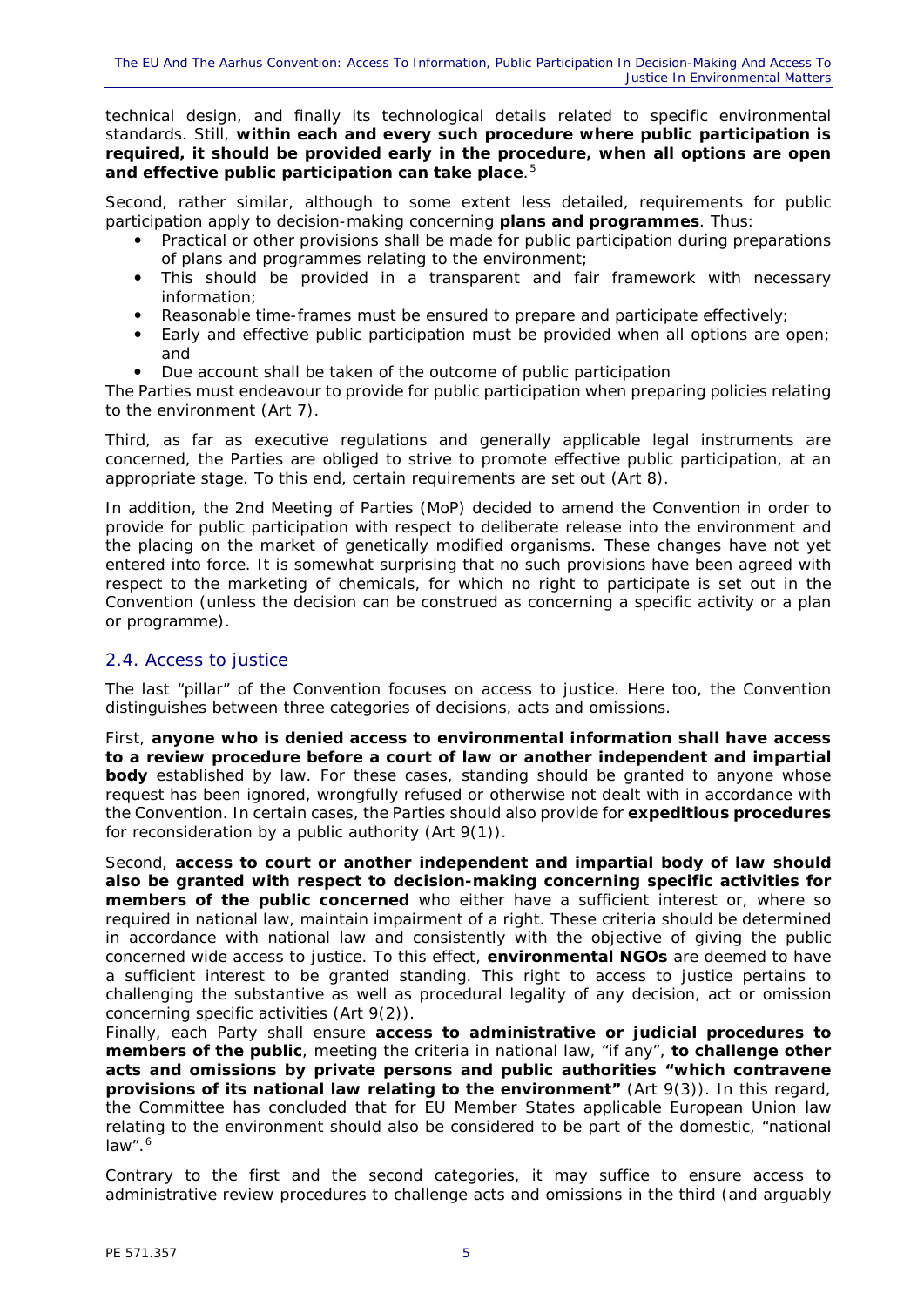technical design, and finally its technological details related to specific environmental standards. Still, **within each and every such procedure where public participation is required, it should be provided early in the procedure, when all options are open and effective public participation can take place**.[5]

Second, rather similar, although to some extent less detailed, requirements for public participation apply to decision-making concerning **plans and programmes**. Thus:

- Practical or other provisions shall be made for public participation during preparations of plans and programmes relating to the environment;
- This should be provided in a transparent and fair framework with necessary information;
- Reasonable time-frames must be ensured to prepare and participate effectively;
- Early and effective public participation must be provided when all options are open; and
- Due account shall be taken of the outcome of public participation

The Parties must endeavour to provide for public participation when preparing policies relating to the environment (Art 7).

Third, as far as executive regulations and generally applicable legal instruments are concerned, the Parties are obliged to strive to promote effective public participation, at an appropriate stage. To this end, certain requirements are set out (Art 8).

In addition, the 2nd Meeting of Parties (MoP) decided to amend the Convention in order to provide for public participation with respect to deliberate release into the environment and the placing on the market of genetically modified organisms. These changes have not yet entered into force. It is somewhat surprising that no such provisions have been agreed with respect to the marketing of chemicals, for which no right to participate is set out in the Convention (unless the decision can be construed as concerning a specific activity or a plan or programme).

## 2.4. Access to justice

The last "pillar" of the Convention focuses on access to justice. Here too, the Convention distinguishes between three categories of decisions, acts and omissions.

First, **anyone who is denied access to environmental information shall have access to a review procedure before a court of law or another independent and impartial body** established by law. For these cases, standing should be granted to anyone whose request has been ignored, wrongfully refused or otherwise not dealt with in accordance with the Convention. In certain cases, the Parties should also provide for **expeditious procedures** for reconsideration by a public authority (Art 9(1)).

Second, **access to court or another independent and impartial body of law should also be granted with respect to decision-making concerning specific activities for members of the public concerned** who either have a sufficient interest or, where so required in national law, maintain impairment of a right. These criteria should be determined in accordance with national law and consistently with the objective of giving the public concerned wide access to justice. To this effect, **environmental NGOs** are deemed to have a sufficient interest to be granted standing. This right to access to justice pertains to challenging the substantive as well as procedural legality of any decision, act or omission concerning specific activities (Art 9(2)).

Finally, each Party shall ensure **access to administrative or judicial procedures to members of the public**, meeting the criteria in national law, "if any", **to challenge other acts and omissions by private persons and public authorities "which contravene provisions of its national law relating to the environment"** (Art 9(3)). In this regard, the Committee has concluded that for EU Member States applicable European Union law relating to the environment should also be considered to be part of the domestic, "national law".[6]

Contrary to the first and the second categories, it may suffice to ensure access to administrative review procedures to challenge acts and omissions in the third (and arguably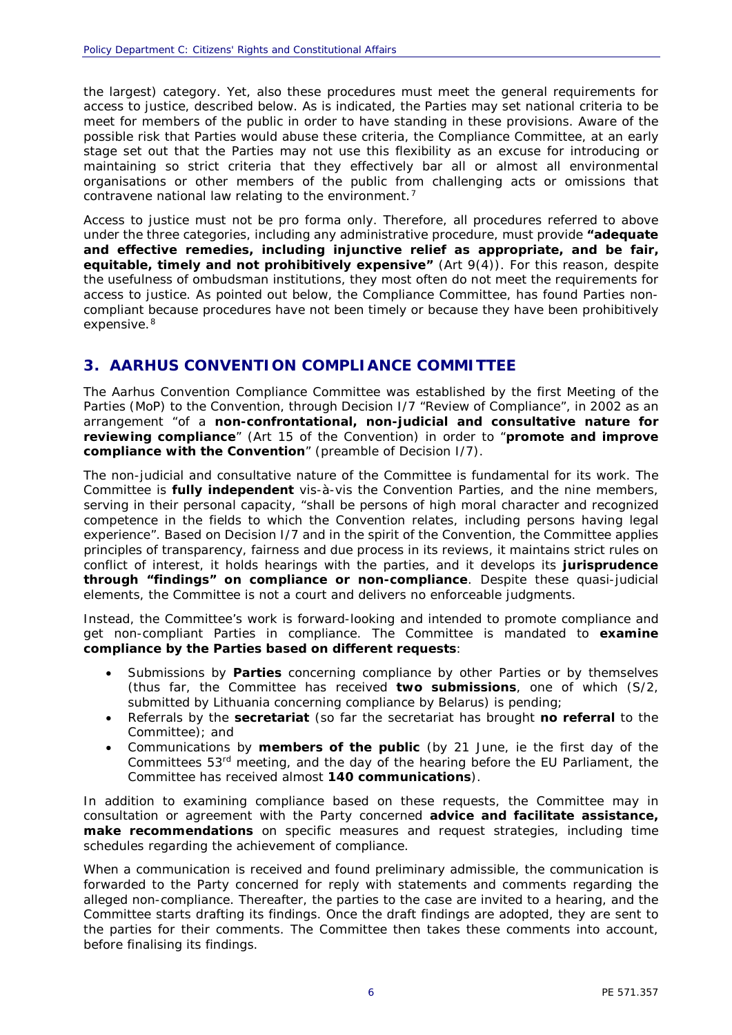the largest) category. Yet, also these procedures must meet the general requirements for access to justice, described below. As is indicated, the Parties may set national criteria to be meet for members of the public in order to have standing in these provisions. Aware of the possible risk that Parties would abuse these criteria, the Compliance Committee, at an early stage set out that the Parties may not use this flexibility as an excuse for introducing or maintaining so strict criteria that they effectively bar all or almost all environmental organisations or other members of the public from challenging acts or omissions that contravene national law relating to the environment.[7]

Access to justice must not be pro forma only. Therefore, all procedures referred to above under the three categories, including any administrative procedure, must provide **"adequate and effective remedies, including injunctive relief as appropriate, and be fair, equitable, timely and not prohibitively expensive"** (Art 9(4)). For this reason, despite the usefulness of ombudsman institutions, they most often do not meet the requirements for access to justice. As pointed out below, the Compliance Committee, has found Parties non-compliant because procedures have not been timely or because they have been prohibitively expensive.[8]

## 3. AARHUS CONVENTION COMPLIANCE COMMITTEE

The Aarhus Convention Compliance Committee was established by the first Meeting of the Parties (MoP) to the Convention, through Decision I/7 "Review of Compliance", in 2002 as an arrangement "of a **non-confrontational, non-judicial and consultative nature for reviewing compliance**" (Art 15 of the Convention) in order to "**promote and improve compliance with the Convention**" (preamble of Decision I/7).

The non-judicial and consultative nature of the Committee is fundamental for its work. The Committee is **fully independent** vis-à-vis the Convention Parties, and the nine members, serving in their personal capacity, "shall be persons of high moral character and recognized competence in the fields to which the Convention relates, including persons having legal experience". Based on Decision I/7 and in the spirit of the Convention, the Committee applies principles of transparency, fairness and due process in its reviews, it maintains strict rules on conflict of interest, it holds hearings with the parties, and it develops its **jurisprudence through "findings" on compliance or non-compliance**. Despite these quasi-judicial elements, the Committee is not a court and delivers no enforceable judgments.

Instead, the Committee's work is forward-looking and intended to promote compliance and get non-compliant Parties in compliance. The Committee is mandated to **examine compliance by the Parties based on different requests**:

- Submissions by **Parties** concerning compliance by other Parties or by themselves (thus far, the Committee has received **two submissions**, one of which (S/2, submitted by Lithuania concerning compliance by Belarus) is pending;
- Referrals by the **secretariat** (so far the secretariat has brought **no referral** to the Committee); and
- Communications by **members of the public** (by 21 June, ie the first day of the Committees 53rd meeting, and the day of the hearing before the EU Parliament, the Committee has received almost **140 communications**).

In addition to examining compliance based on these requests, the Committee may in consultation or agreement with the Party concerned **advice and facilitate assistance, make recommendations** on specific measures and request strategies, including time schedules regarding the achievement of compliance.

When a communication is received and found preliminary admissible, the communication is forwarded to the Party concerned for reply with statements and comments regarding the alleged non-compliance. Thereafter, the parties to the case are invited to a hearing, and the Committee starts drafting its findings. Once the draft findings are adopted, they are sent to the parties for their comments. The Committee then takes these comments into account, before finalising its findings.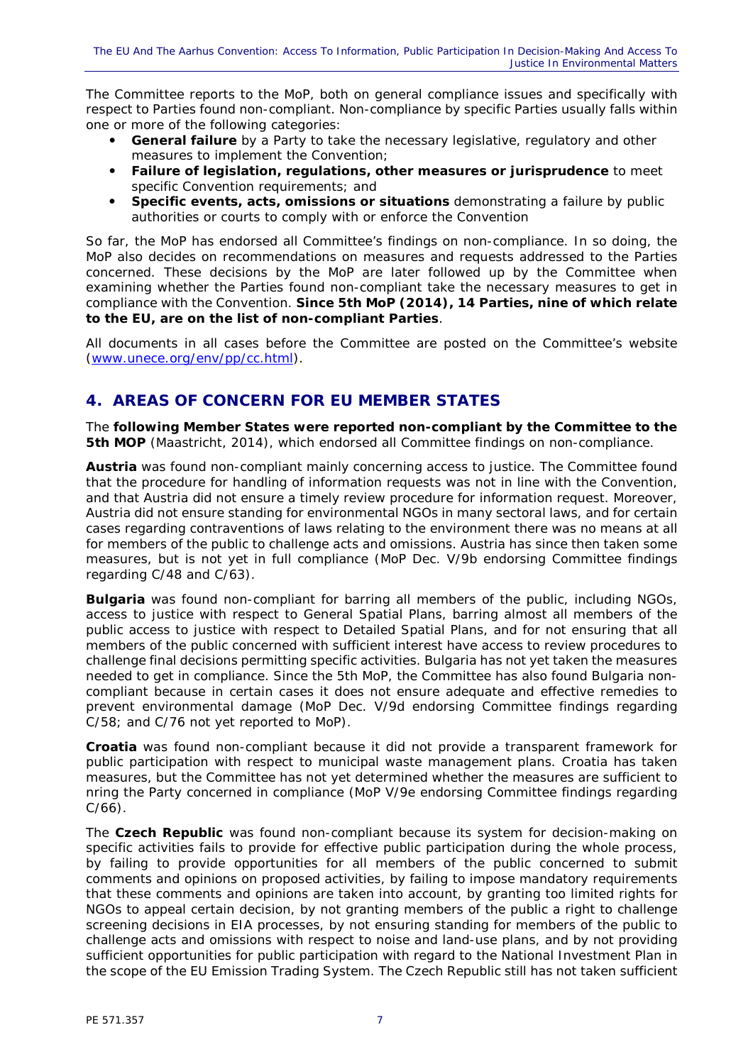The Committee reports to the MoP, both on general compliance issues and specifically with respect to Parties found non-compliant. Non-compliance by specific Parties usually falls within one or more of the following categories:

- **General failure** by a Party to take the necessary legislative, regulatory and other measures to implement the Convention;
- **Failure of legislation, regulations, other measures or jurisprudence** to meet specific Convention requirements; and
- **Specific events, acts, omissions or situations** demonstrating a failure by public authorities or courts to comply with or enforce the Convention

So far, the MoP has endorsed all Committee's findings on non-compliance. In so doing, the MoP also decides on recommendations on measures and requests addressed to the Parties concerned. These decisions by the MoP are later followed up by the Committee when examining whether the Parties found non-compliant take the necessary measures to get in compliance with the Convention. **Since 5th MoP (2014), 14 Parties, nine of which relate to the EU, are on the list of non-compliant Parties**.

All documents in all cases before the Committee are posted on the Committee's website (www.unece.org/env/pp/cc.html).

## 4. AREAS OF CONCERN FOR EU MEMBER STATES

The **following Member States were reported non-compliant by the Committee to the 5th MOP** (Maastricht, 2014), which endorsed all Committee findings on non-compliance.

**Austria** was found non-compliant mainly concerning access to justice. The Committee found that the procedure for handling of information requests was not in line with the Convention, and that Austria did not ensure a timely review procedure for information request. Moreover, Austria did not ensure standing for environmental NGOs in many sectoral laws, and for certain cases regarding contraventions of laws relating to the environment there was no means at all for members of the public to challenge acts and omissions. Austria has since then taken some measures, but is not yet in full compliance (MoP Dec. V/9b endorsing Committee findings regarding C/48 and C/63).

**Bulgaria** was found non-compliant for barring all members of the public, including NGOs, access to justice with respect to General Spatial Plans, barring almost all members of the public access to justice with respect to Detailed Spatial Plans, and for not ensuring that all members of the public concerned with sufficient interest have access to review procedures to challenge final decisions permitting specific activities. Bulgaria has not yet taken the measures needed to get in compliance. Since the 5th MoP, the Committee has also found Bulgaria non-compliant because in certain cases it does not ensure adequate and effective remedies to prevent environmental damage (MoP Dec. V/9d endorsing Committee findings regarding C/58; and C/76 not yet reported to MoP).

**Croatia** was found non-compliant because it did not provide a transparent framework for public participation with respect to municipal waste management plans. Croatia has taken measures, but the Committee has not yet determined whether the measures are sufficient to nring the Party concerned in compliance (MoP V/9e endorsing Committee findings regarding C/66).

The **Czech Republic** was found non-compliant because its system for decision-making on specific activities fails to provide for effective public participation during the whole process, by failing to provide opportunities for all members of the public concerned to submit comments and opinions on proposed activities, by failing to impose mandatory requirements that these comments and opinions are taken into account, by granting too limited rights for NGOs to appeal certain decision, by not granting members of the public a right to challenge screening decisions in EIA processes, by not ensuring standing for members of the public to challenge acts and omissions with respect to noise and land-use plans, and by not providing sufficient opportunities for public participation with regard to the National Investment Plan in the scope of the EU Emission Trading System. The Czech Republic still has not taken sufficient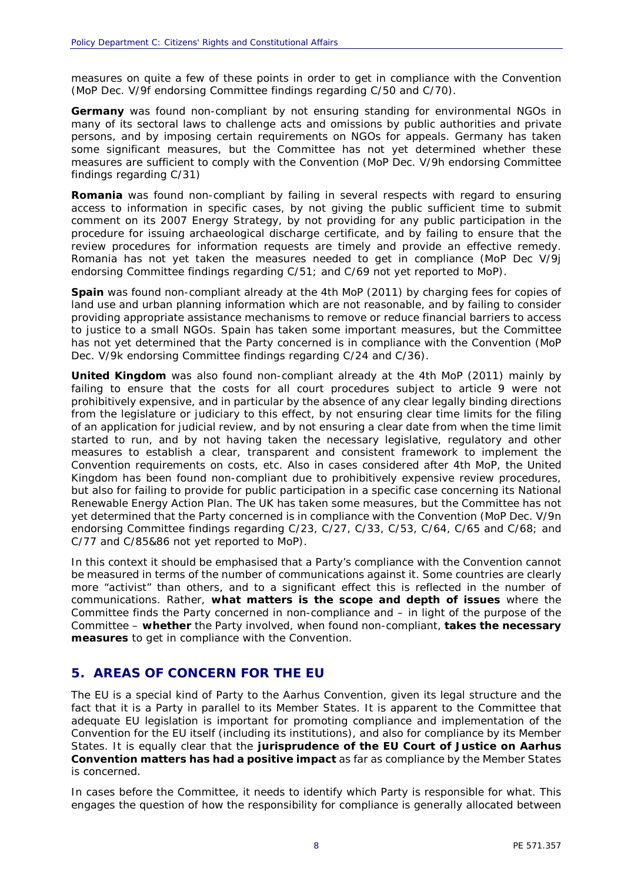measures on quite a few of these points in order to get in compliance with the Convention (MoP Dec. V/9f endorsing Committee findings regarding C/50 and C/70).

**Germany** was found non-compliant by not ensuring standing for environmental NGOs in many of its sectoral laws to challenge acts and omissions by public authorities and private persons, and by imposing certain requirements on NGOs for appeals. Germany has taken some significant measures, but the Committee has not yet determined whether these measures are sufficient to comply with the Convention (MoP Dec. V/9h endorsing Committee findings regarding C/31)

**Romania** was found non-compliant by failing in several respects with regard to ensuring access to information in specific cases, by not giving the public sufficient time to submit comment on its 2007 Energy Strategy, by not providing for any public participation in the procedure for issuing archaeological discharge certificate, and by failing to ensure that the review procedures for information requests are timely and provide an effective remedy. Romania has not yet taken the measures needed to get in compliance (MoP Dec V/9j endorsing Committee findings regarding C/51; and C/69 not yet reported to MoP).

**Spain** was found non-compliant already at the 4th MoP (2011) by charging fees for copies of land use and urban planning information which are not reasonable, and by failing to consider providing appropriate assistance mechanisms to remove or reduce financial barriers to access to justice to a small NGOs. Spain has taken some important measures, but the Committee has not yet determined that the Party concerned is in compliance with the Convention (MoP Dec. V/9k endorsing Committee findings regarding C/24 and C/36).

**United Kingdom** was also found non-compliant already at the 4th MoP (2011) mainly by failing to ensure that the costs for all court procedures subject to article 9 were not prohibitively expensive, and in particular by the absence of any clear legally binding directions from the legislature or judiciary to this effect, by not ensuring clear time limits for the filing of an application for judicial review, and by not ensuring a clear date from when the time limit started to run, and by not having taken the necessary legislative, regulatory and other measures to establish a clear, transparent and consistent framework to implement the Convention requirements on costs, etc. Also in cases considered after 4th MoP, the United Kingdom has been found non-compliant due to prohibitively expensive review procedures, but also for failing to provide for public participation in a specific case concerning its National Renewable Energy Action Plan. The UK has taken some measures, but the Committee has not yet determined that the Party concerned is in compliance with the Convention (MoP Dec. V/9n endorsing Committee findings regarding C/23, C/27, C/33, C/53, C/64, C/65 and C/68; and C/77 and C/85&86 not yet reported to MoP).

In this context it should be emphasised that a Party's compliance with the Convention cannot be measured in terms of the number of communications against it. Some countries are clearly more "activist" than others, and to a significant effect this is reflected in the number of communications. Rather, **what matters is the scope and depth of issues** where the Committee finds the Party concerned in non-compliance and – in light of the purpose of the Committee – **whether** the Party involved, when found non-compliant, **takes the necessary measures** to get in compliance with the Convention.

## 5. AREAS OF CONCERN FOR THE EU

The EU is a special kind of Party to the Aarhus Convention, given its legal structure and the fact that it is a Party in parallel to its Member States. It is apparent to the Committee that adequate EU legislation is important for promoting compliance and implementation of the Convention for the EU itself (including its institutions), and also for compliance by its Member States. It is equally clear that the **jurisprudence of the EU Court of Justice on Aarhus Convention matters has had a positive impact** as far as compliance by the Member States is concerned.

In cases before the Committee, it needs to identify which Party is responsible for what. This engages the question of how the responsibility for compliance is generally allocated between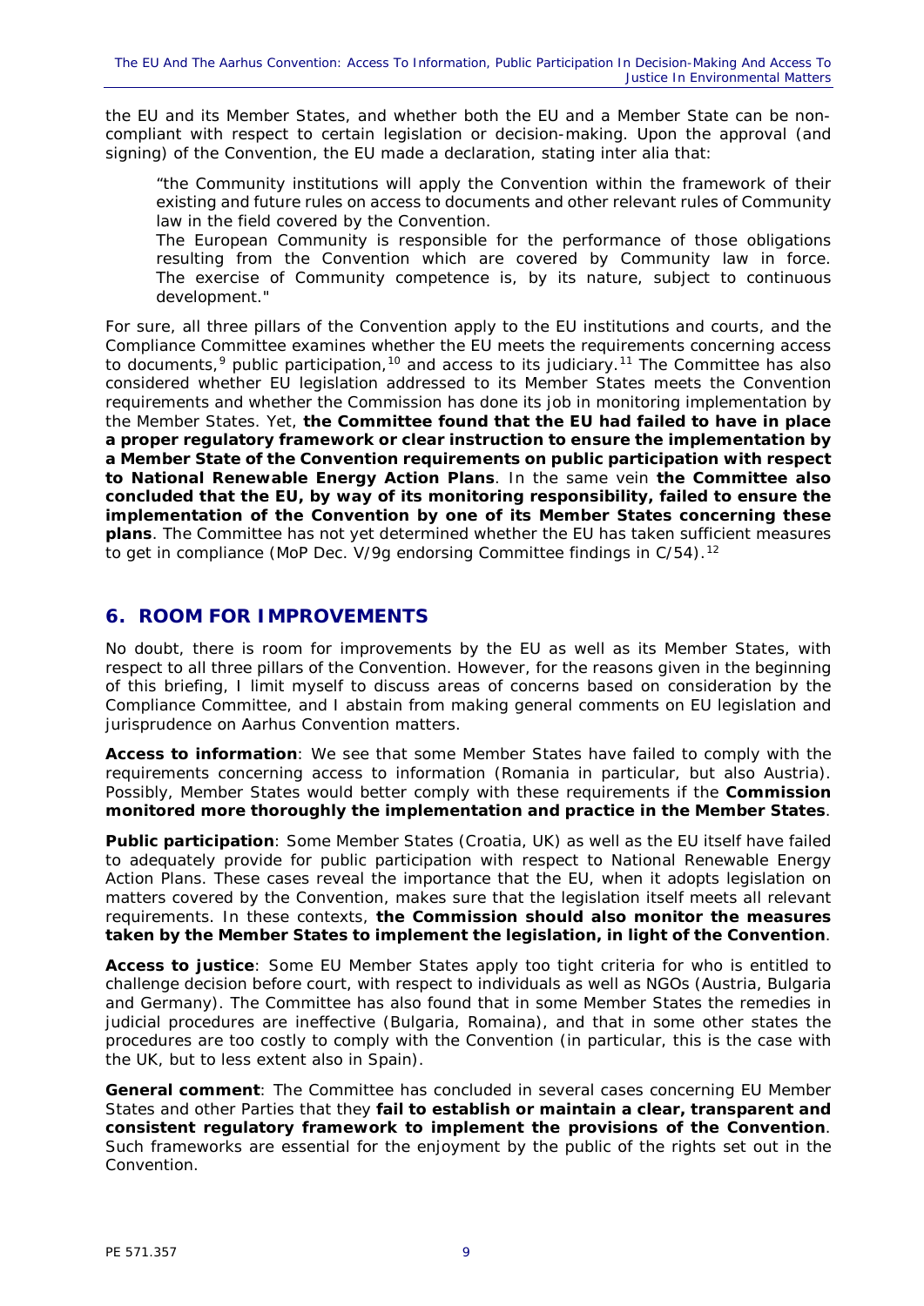the EU and its Member States, and whether both the EU and a Member State can be non-compliant with respect to certain legislation or decision-making. Upon the approval (and signing) of the Convention, the EU made a declaration, stating inter alia that:

> "the Community institutions will apply the Convention within the framework of their existing and future rules on access to documents and other relevant rules of Community law in the field covered by the Convention.
> The European Community is responsible for the performance of those obligations resulting from the Convention which are covered by Community law in force. The exercise of Community competence is, by its nature, subject to continuous development."

For sure, all three pillars of the Convention apply to the EU institutions and courts, and the Compliance Committee examines whether the EU meets the requirements concerning access to documents,[9] public participation,[10] and access to its judiciary.[11] The Committee has also considered whether EU legislation addressed to its Member States meets the Convention requirements and whether the Commission has done its job in monitoring implementation by the Member States. Yet, **the Committee found that the EU had failed to have in place a proper regulatory framework or clear instruction to ensure the implementation by a Member State of the Convention requirements on public participation with respect to National Renewable Energy Action Plans**. In the same vein **the Committee also concluded that the EU, by way of its monitoring responsibility, failed to ensure the implementation of the Convention by one of its Member States concerning these plans**. The Committee has not yet determined whether the EU has taken sufficient measures to get in compliance (MoP Dec. V/9g endorsing Committee findings in C/54).[12]

## 6. ROOM FOR IMPROVEMENTS

No doubt, there is room for improvements by the EU as well as its Member States, with respect to all three pillars of the Convention. However, for the reasons given in the beginning of this briefing, I limit myself to discuss areas of concerns based on consideration by the Compliance Committee, and I abstain from making general comments on EU legislation and jurisprudence on Aarhus Convention matters.

**Access to information**: We see that some Member States have failed to comply with the requirements concerning access to information (Romania in particular, but also Austria). Possibly, Member States would better comply with these requirements if the **Commission monitored more thoroughly the implementation and practice in the Member States**.

**Public participation**: Some Member States (Croatia, UK) as well as the EU itself have failed to adequately provide for public participation with respect to National Renewable Energy Action Plans. These cases reveal the importance that the EU, when it adopts legislation on matters covered by the Convention, makes sure that the legislation itself meets all relevant requirements. In these contexts, **the Commission should also monitor the measures taken by the Member States to implement the legislation, in light of the Convention**.

**Access to justice**: Some EU Member States apply too tight criteria for who is entitled to challenge decision before court, with respect to individuals as well as NGOs (Austria, Bulgaria and Germany). The Committee has also found that in some Member States the remedies in judicial procedures are ineffective (Bulgaria, Romaina), and that in some other states the procedures are too costly to comply with the Convention (in particular, this is the case with the UK, but to less extent also in Spain).

**General comment**: The Committee has concluded in several cases concerning EU Member States and other Parties that they **fail to establish or maintain a clear, transparent and consistent regulatory framework to implement the provisions of the Convention**. Such frameworks are essential for the enjoyment by the public of the rights set out in the Convention.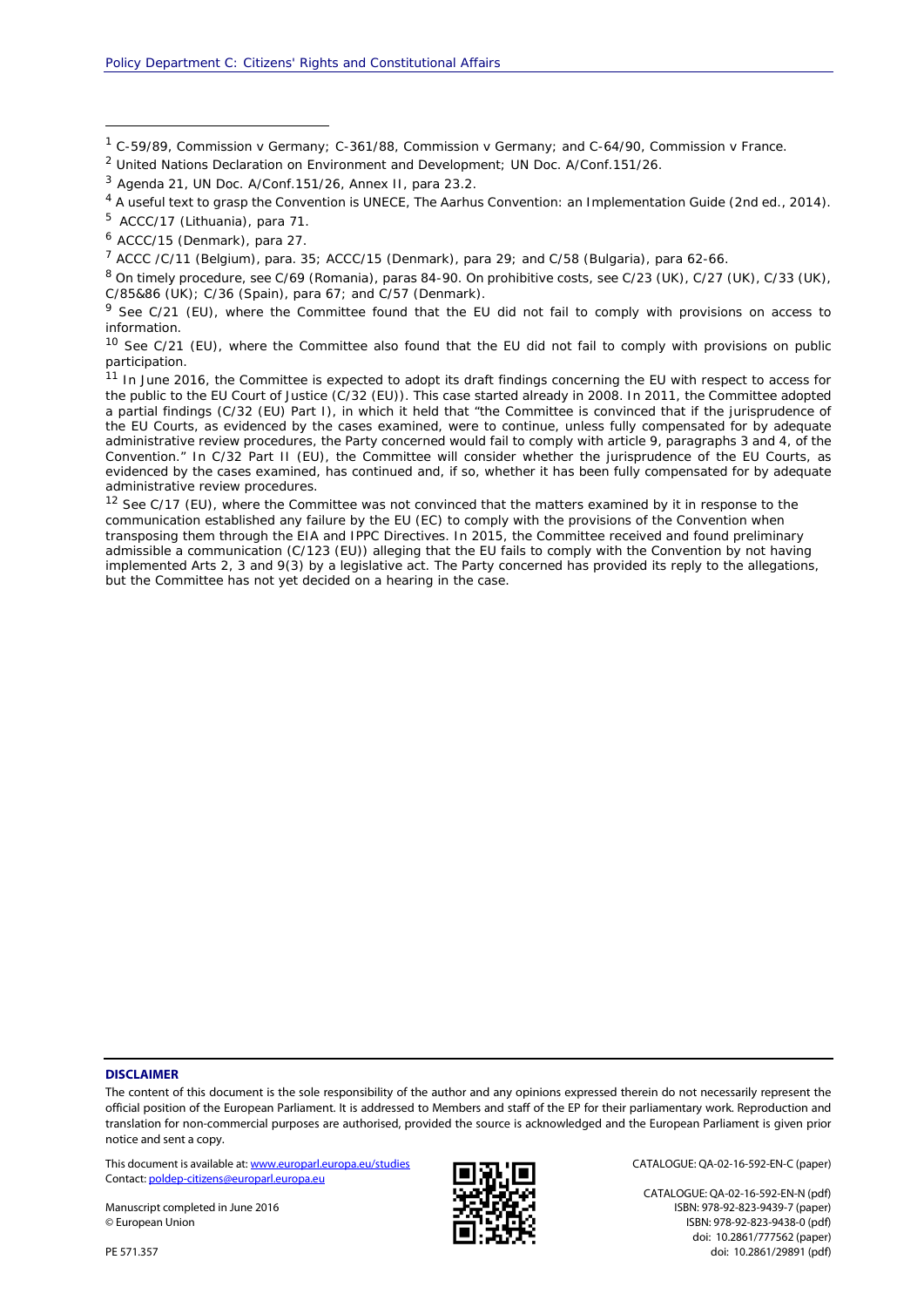[1] C-59/89, Commission v Germany; C-361/88, Commission v Germany; and C-64/90, Commission v France.

[2] United Nations Declaration on Environment and Development; UN Doc. A/Conf.151/26.

[3] Agenda 21, UN Doc. A/Conf.151/26, Annex II, para 23.2.

[4] A useful text to grasp the Convention is UNECE, The Aarhus Convention: an Implementation Guide (2nd ed., 2014).

[5] ACCC/17 (Lithuania), para 71.

[6] ACCC/15 (Denmark), para 27.

[7] ACCC /C/11 (Belgium), para. 35; ACCC/15 (Denmark), para 29; and C/58 (Bulgaria), para 62-66.

[8] On timely procedure, see C/69 (Romania), paras 84-90. On prohibitive costs, see C/23 (UK), C/27 (UK), C/33 (UK), C/85&86 (UK); C/36 (Spain), para 67; and C/57 (Denmark).

[9] See C/21 (EU), where the Committee found that the EU did not fail to comply with provisions on access to information.

[10] See C/21 (EU), where the Committee also found that the EU did not fail to comply with provisions on public participation.

[11] In June 2016, the Committee is expected to adopt its draft findings concerning the EU with respect to access for the public to the EU Court of Justice (C/32 (EU)). This case started already in 2008. In 2011, the Committee adopted a partial findings (C/32 (EU) Part I), in which it held that "the Committee is convinced that if the jurisprudence of the EU Courts, as evidenced by the cases examined, were to continue, unless fully compensated for by adequate administrative review procedures, the Party concerned would fail to comply with article 9, paragraphs 3 and 4, of the Convention." In C/32 Part II (EU), the Committee will consider whether the jurisprudence of the EU Courts, as evidenced by the cases examined, has continued and, if so, whether it has been fully compensated for by adequate administrative review procedures.

[12] See C/17 (EU), where the Committee was not convinced that the matters examined by it in response to the communication established any failure by the EU (EC) to comply with the provisions of the Convention when transposing them through the EIA and IPPC Directives. In 2015, the Committee received and found preliminary admissible a communication (C/123 (EU)) alleging that the EU fails to comply with the Convention by not having implemented Arts 2, 3 and 9(3) by a legislative act. The Party concerned has provided its reply to the allegations, but the Committee has not yet decided on a hearing in the case.

**DISCLAIMER**

The content of this document is the sole responsibility of the author and any opinions expressed therein do not necessarily represent the official position of the European Parliament. It is addressed to Members and staff of the EP for their parliamentary work. Reproduction and translation for non-commercial purposes are authorised, provided the source is acknowledged and the European Parliament is given prior notice and sent a copy.

This document is available at: www.europarl.europa.eu/studies
Contact: poldep-citizens@europarl.europa.eu

Manuscript completed in June 2016
© European Union

PE 571.357

CATALOGUE: QA-02-16-592-EN-C (paper)

CATALOGUE: QA-02-16-592-EN-N (pdf)
ISBN: 978-92-823-9439-7 (paper)
ISBN: 978-92-823-9438-0 (pdf)
doi: 10.2861/777562 (paper)
doi: 10.2861/29891 (pdf)